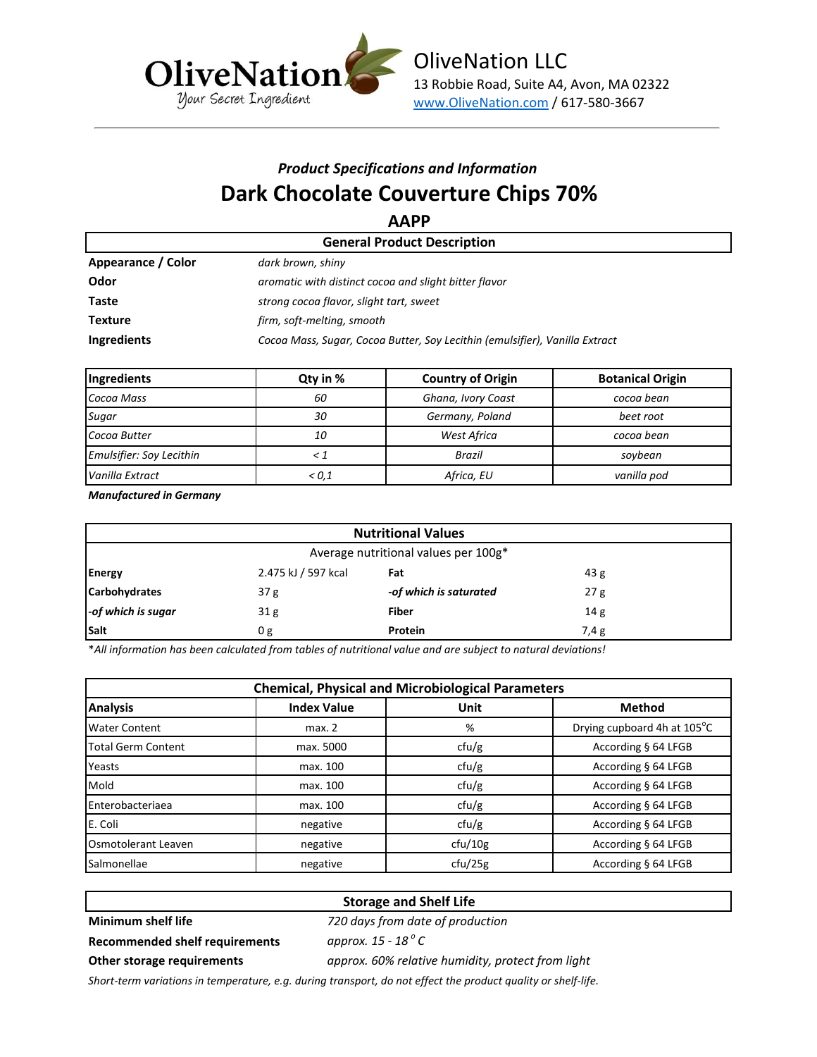OliveNation
Your Secret Ingredient

OliveNation LLC
13 Robbie Road, Suite A4, Avon, MA 02322
www.OliveNation.com / 617-580-3667

### *Product Specifications and Information*

# Dark Chocolate Couverture Chips 70%

## AAPP

| General Product Description | |
|---|---|
| **Appearance / Color** | *dark brown, shiny* |
| **Odor** | *aromatic with distinct cocoa and slight bitter flavor* |
| **Taste** | *strong cocoa flavor, slight tart, sweet* |
| **Texture** | *firm, soft-melting, smooth* |
| **Ingredients** | *Cocoa Mass, Sugar, Cocoa Butter, Soy Lecithin (emulsifier), Vanilla Extract* |

| Ingredients | Qty in % | Country of Origin | Botanical Origin |
|---|---|---|---|
| *Cocoa Mass* | *60* | *Ghana, Ivory Coast* | *cocoa bean* |
| *Sugar* | *30* | *Germany, Poland* | *beet root* |
| *Cocoa Butter* | *10* | *West Africa* | *cocoa bean* |
| *Emulsifier: Soy Lecithin* | *< 1* | *Brazil* | *soybean* |
| *Vanilla Extract* | *< 0,1* | *Africa, EU* | *vanilla pod* |

***Manufactured in Germany***

| Nutritional Values | | | |
|---|---|---|---|
| Average nutritional values per 100g* | | | |
| **Energy** | 2.475 kJ / 597 kcal | **Fat** | 43 g |
| **Carbohydrates** | 37 g | ***-of which is saturated*** | 27 g |
| ***-of which is sugar*** | 31 g | **Fiber** | 14 g |
| **Salt** | 0 g | **Protein** | 7,4 g |

**All information has been calculated from tables of nutritional value and are subject to natural deviations!*

| Chemical, Physical and Microbiological Parameters | | | |
|---|---|---|---|
| **Analysis** | **Index Value** | **Unit** | **Method** |
| Water Content | max. 2 | % | Drying cupboard 4h at 105°C |
| Total Germ Content | max. 5000 | cfu/g | According § 64 LFGB |
| Yeasts | max. 100 | cfu/g | According § 64 LFGB |
| Mold | max. 100 | cfu/g | According § 64 LFGB |
| Enterobacteriaea | max. 100 | cfu/g | According § 64 LFGB |
| E. Coli | negative | cfu/g | According § 64 LFGB |
| Osmotolerant Leaven | negative | cfu/10g | According § 64 LFGB |
| Salmonellae | negative | cfu/25g | According § 64 LFGB |

| Storage and Shelf Life | |
|---|---|
| **Minimum shelf life** | *720 days from date of production* |
| **Recommended shelf requirements** | *approx. 15 - 18 °C* |
| **Other storage requirements** | *approx. 60% relative humidity, protect from light* |

*Short-term variations in temperature, e.g. during transport, do not effect the product quality or shelf-life.*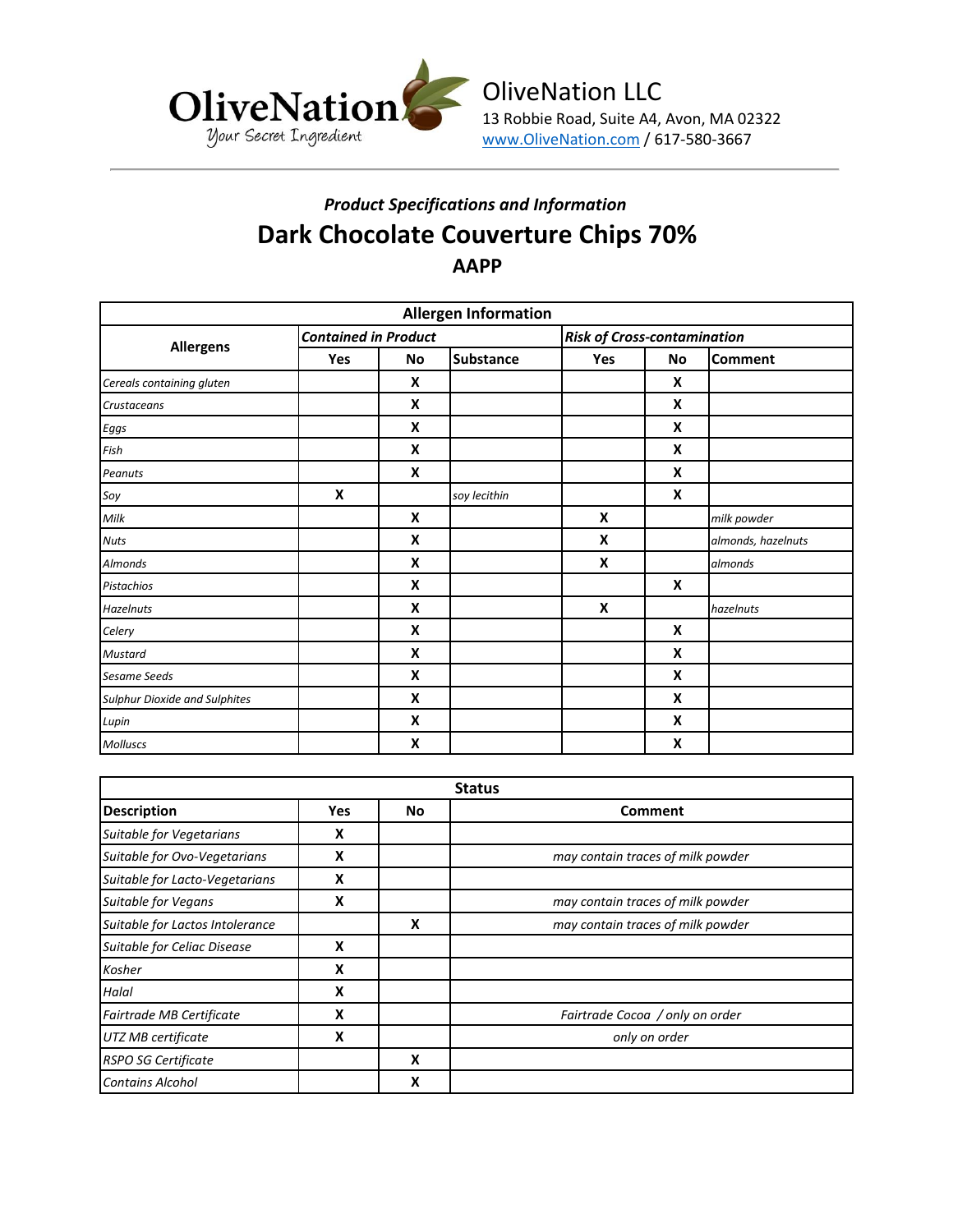OliveNation LLC
13 Robbie Road, Suite A4, Avon, MA 02322
www.OliveNation.com / 617-580-3667

*Product Specifications and Information*

# Dark Chocolate Couverture Chips 70%

## AAPP

| Allergen Information | | | | | | |
|---|---|---|---|---|---|---|
| **Allergens** | ***Contained in Product*** | | | ***Risk of Cross-contamination*** | | |
| | **Yes** | **No** | **Substance** | **Yes** | **No** | **Comment** |
| *Cereals containing gluten* | | X | | | X | |
| *Crustaceans* | | X | | | X | |
| *Eggs* | | X | | | X | |
| *Fish* | | X | | | X | |
| *Peanuts* | | X | | | X | |
| *Soy* | X | | *soy lecithin* | | X | |
| *Milk* | | X | | X | | *milk powder* |
| *Nuts* | | X | | X | | *almonds, hazelnuts* |
| *Almonds* | | X | | X | | *almonds* |
| *Pistachios* | | X | | | X | |
| *Hazelnuts* | | X | | X | | *hazelnuts* |
| *Celery* | | X | | | X | |
| *Mustard* | | X | | | X | |
| *Sesame Seeds* | | X | | | X | |
| *Sulphur Dioxide and Sulphites* | | X | | | X | |
| *Lupin* | | X | | | X | |
| *Molluscs* | | X | | | X | |

| Status | | | |
|---|---|---|---|
| **Description** | **Yes** | **No** | **Comment** |
| *Suitable for Vegetarians* | X | | |
| *Suitable for Ovo-Vegetarians* | X | | *may contain traces of milk powder* |
| *Suitable for Lacto-Vegetarians* | X | | |
| *Suitable for Vegans* | X | | *may contain traces of milk powder* |
| *Suitable for Lactos Intolerance* | | X | *may contain traces of milk powder* |
| *Suitable for Celiac Disease* | X | | |
| *Kosher* | X | | |
| *Halal* | X | | |
| *Fairtrade MB Certificate* | X | | *Fairtrade Cocoa / only on order* |
| *UTZ MB certificate* | X | | *only on order* |
| *RSPO SG Certificate* | | X | |
| *Contains Alcohol* | | X | |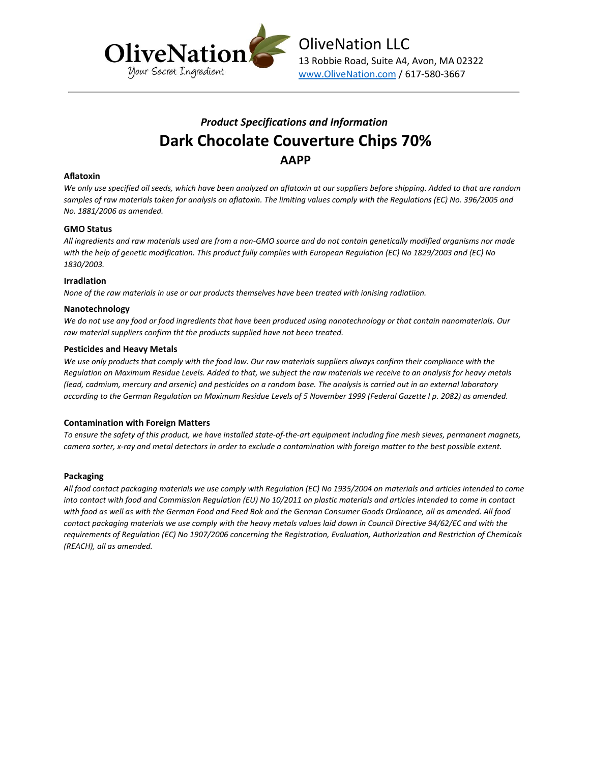OliveNation LLC
13 Robbie Road, Suite A4, Avon, MA 02322
www.OliveNation.com / 617-580-3667

***Product Specifications and Information***

# Dark Chocolate Couverture Chips 70%

## AAPP

**Aflatoxin**

*We only use specified oil seeds, which have been analyzed on aflatoxin at our suppliers before shipping. Added to that are random samples of raw materials taken for analysis on aflatoxin. The limiting values comply with the Regulations (EC) No. 396/2005 and No. 1881/2006 as amended.*

**GMO Status**

*All ingredients and raw materials used are from a non-GMO source and do not contain genetically modified organisms nor made with the help of genetic modification. This product fully complies with European Regulation (EC) No 1829/2003 and (EC) No 1830/2003.*

**Irradiation**

*None of the raw materials in use or our products themselves have been treated with ionising radiatiion.*

**Nanotechnology**

*We do not use any food or food ingredients that have been produced using nanotechnology or that contain nanomaterials. Our raw material suppliers confirm tht the products supplied have not been treated.*

**Pesticides and Heavy Metals**

*We use only products that comply with the food law. Our raw materials suppliers always confirm their compliance with the Regulation on Maximum Residue Levels. Added to that, we subject the raw materials we receive to an analysis for heavy metals (lead, cadmium, mercury and arsenic) and pesticides on a random base. The analysis is carried out in an external laboratory according to the German Regulation on Maximum Residue Levels of 5 November 1999 (Federal Gazette I p. 2082) as amended.*

**Contamination with Foreign Matters**

*To ensure the safety of this product, we have installed state-of-the-art equipment including fine mesh sieves, permanent magnets, camera sorter, x-ray and metal detectors in order to exclude a contamination with foreign matter to the best possible extent.*

**Packaging**

*All food contact packaging materials we use comply with Regulation (EC) No 1935/2004 on materials and articles intended to come into contact with food and Commission Regulation (EU) No 10/2011 on plastic materials and articles intended to come in contact with food as well as with the German Food and Feed Bok and the German Consumer Goods Ordinance, all as amended. All food contact packaging materials we use comply with the heavy metals values laid down in Council Directive 94/62/EC and with the requirements of Regulation (EC) No 1907/2006 concerning the Registration, Evaluation, Authorization and Restriction of Chemicals (REACH), all as amended.*